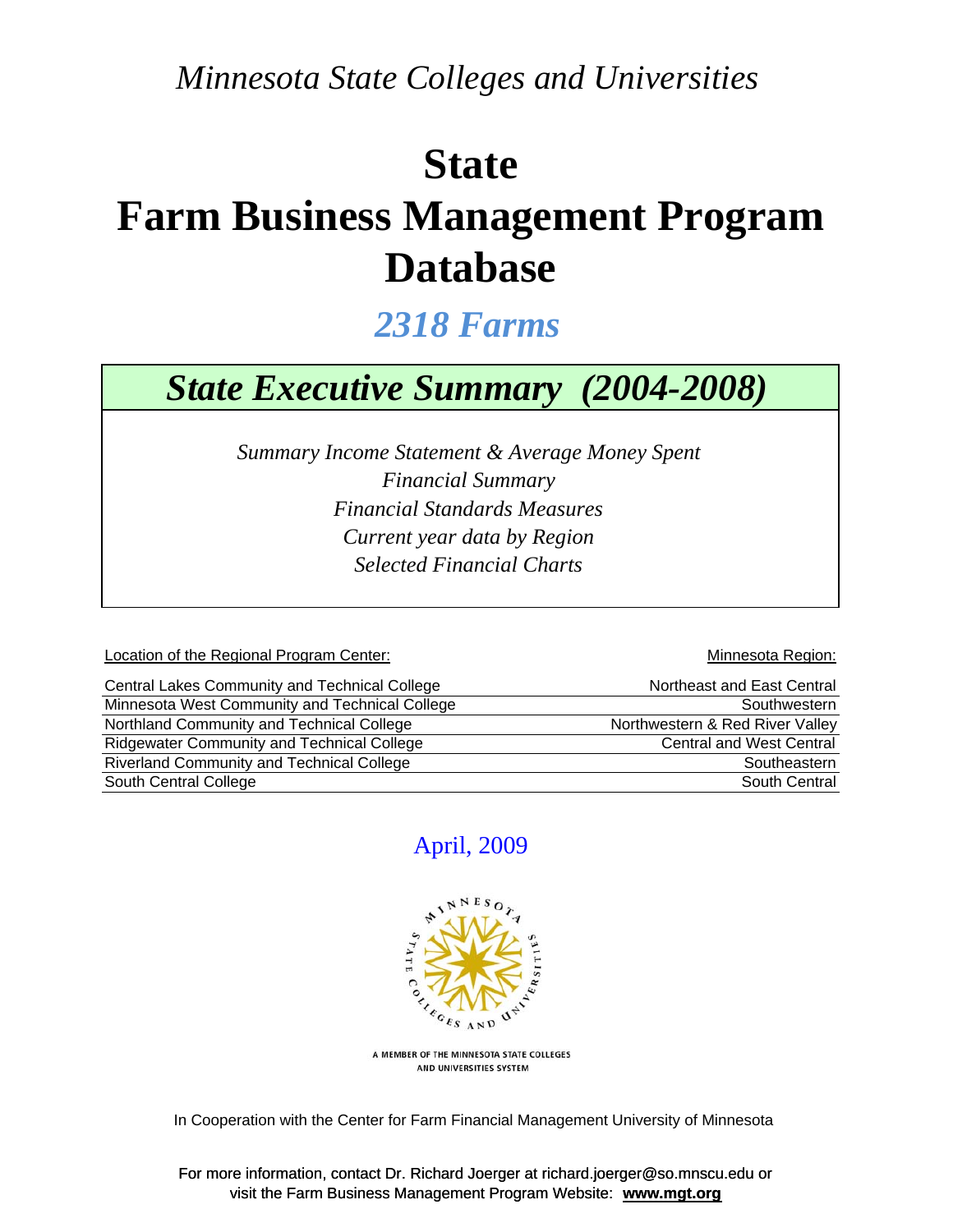*Minnesota State Colleges and Universities*

# State Farm Business Management Program Database

## *2318 Farms*

## *State Executive Summary (2004-2008)*

*Summary Income Statement & Average Money Spent*
*Financial Summary*
*Financial Standards Measures*
*Current year data by Region*
*Selected Financial Charts*

| Location of the Regional Program Center: | Minnesota Region: |
|---|---|
| Central Lakes Community and Technical College | Northeast and East Central |
| Minnesota West Community and Technical College | Southwestern |
| Northland Community and Technical College | Northwestern & Red River Valley |
| Ridgewater Community and Technical College | Central and West Central |
| Riverland Community and Technical College | Southeastern |
| South Central College | South Central |

April, 2009

A MEMBER OF THE MINNESOTA STATE COLLEGES AND UNIVERSITIES SYSTEM

In Cooperation with the Center for Farm Financial Management University of Minnesota

For more information, contact Dr. Richard Joerger at richard.joerger@so.mnscu.edu or visit the Farm Business Management Program Website: **www.mgt.org**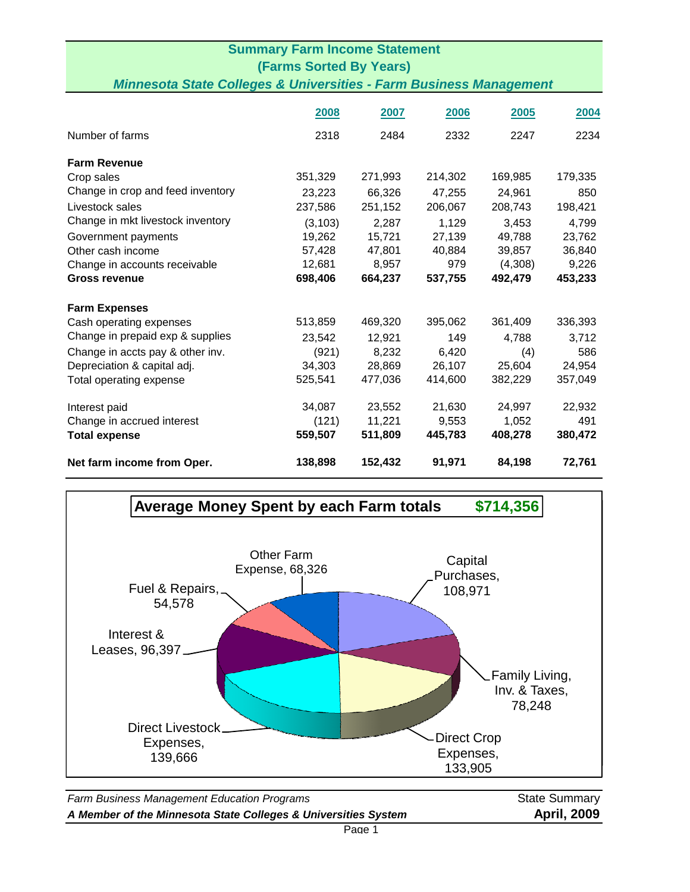## Summary Farm Income Statement
## (Farms Sorted By Years)
### *Minnesota State Colleges & Universities - Farm Business Management*

| | 2008 | 2007 | 2006 | 2005 | 2004 |
|---|---|---|---|---|---|
| Number of farms | 2318 | 2484 | 2332 | 2247 | 2234 |
| **Farm Revenue** | | | | | |
| Crop sales | 351,329 | 271,993 | 214,302 | 169,985 | 179,335 |
| Change in crop and feed inventory | 23,223 | 66,326 | 47,255 | 24,961 | 850 |
| Livestock sales | 237,586 | 251,152 | 206,067 | 208,743 | 198,421 |
| Change in mkt livestock inventory | (3,103) | 2,287 | 1,129 | 3,453 | 4,799 |
| Government payments | 19,262 | 15,721 | 27,139 | 49,788 | 23,762 |
| Other cash income | 57,428 | 47,801 | 40,884 | 39,857 | 36,840 |
| Change in accounts receivable | 12,681 | 8,957 | 979 | (4,308) | 9,226 |
| **Gross revenue** | **698,406** | **664,237** | **537,755** | **492,479** | **453,233** |
| **Farm Expenses** | | | | | |
| Cash operating expenses | 513,859 | 469,320 | 395,062 | 361,409 | 336,393 |
| Change in prepaid exp & supplies | 23,542 | 12,921 | 149 | 4,788 | 3,712 |
| Change in accts pay & other inv. | (921) | 8,232 | 6,420 | (4) | 586 |
| Depreciation & capital adj. | 34,303 | 28,869 | 26,107 | 25,604 | 24,954 |
| Total operating expense | 525,541 | 477,036 | 414,600 | 382,229 | 357,049 |
| Interest paid | 34,087 | 23,552 | 21,630 | 24,997 | 22,932 |
| Change in accrued interest | (121) | 11,221 | 9,553 | 1,052 | 491 |
| **Total expense** | **559,507** | **511,809** | **445,783** | **408,278** | **380,472** |
| **Net farm income from Oper.** | **138,898** | **152,432** | **91,971** | **84,198** | **72,761** |

### Average Money Spent by each Farm totals $714,356

| Category | Amount |
|---|---|
| Capital Purchases | 108,971 |
| Family Living, Inv. & Taxes | 78,248 |
| Direct Crop Expenses | 133,905 |
| Direct Livestock Expenses | 139,666 |
| Interest & Leases | 96,397 |
| Fuel & Repairs | 54,578 |
| Other Farm Expense | 68,326 |

*Farm Business Management Education Programs* — State Summary

***A Member of the Minnesota State Colleges & Universities System*** — **April, 2009**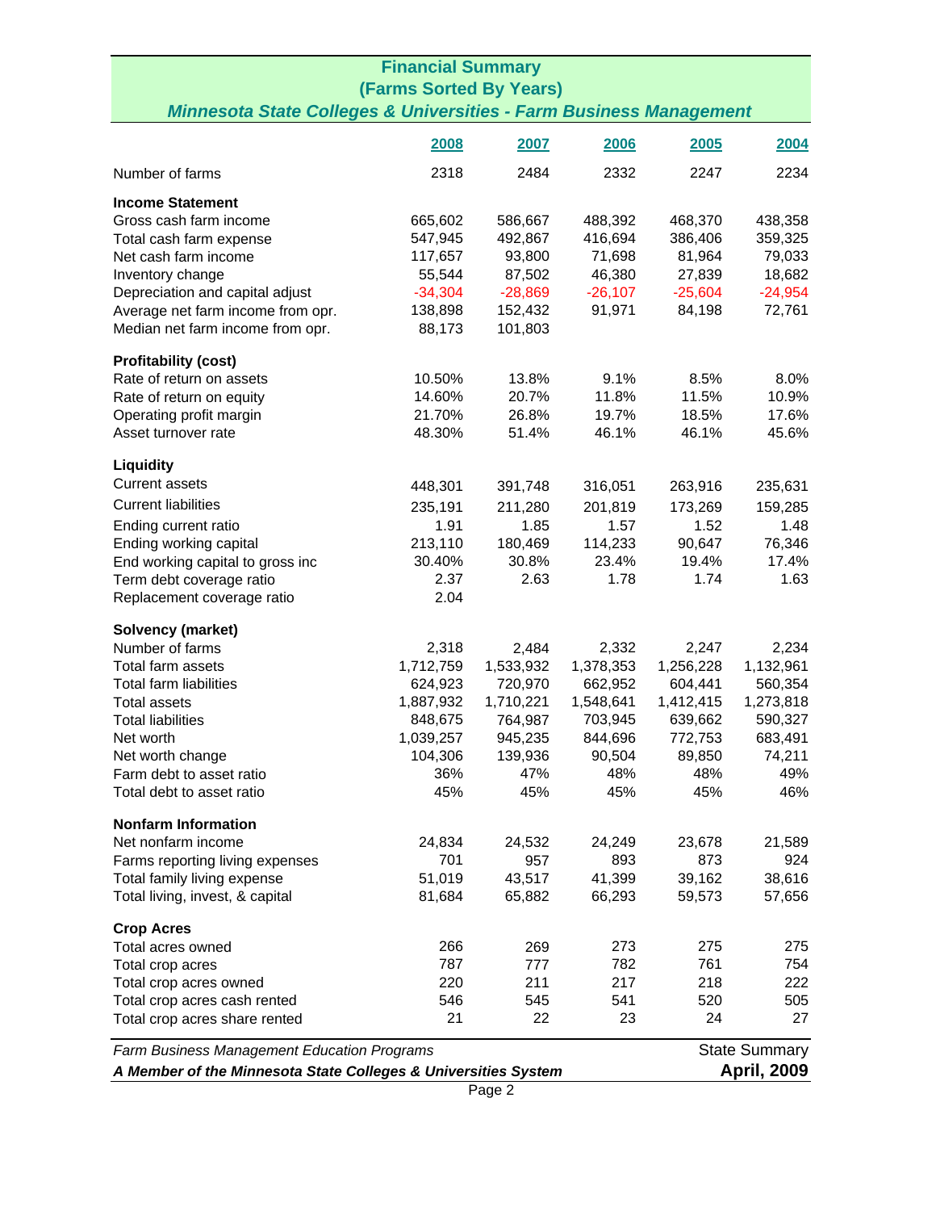# Financial Summary
## (Farms Sorted By Years)
### *Minnesota State Colleges & Universities - Farm Business Management*

| | 2008 | 2007 | 2006 | 2005 | 2004 |
|---|---|---|---|---|---|
| Number of farms | 2318 | 2484 | 2332 | 2247 | 2234 |
| **Income Statement** | | | | | |
| Gross cash farm income | 665,602 | 586,667 | 488,392 | 468,370 | 438,358 |
| Total cash farm expense | 547,945 | 492,867 | 416,694 | 386,406 | 359,325 |
| Net cash farm income | 117,657 | 93,800 | 71,698 | 81,964 | 79,033 |
| Inventory change | 55,544 | 87,502 | 46,380 | 27,839 | 18,682 |
| Depreciation and capital adjust | -34,304 | -28,869 | -26,107 | -25,604 | -24,954 |
| Average net farm income from opr. | 138,898 | 152,432 | 91,971 | 84,198 | 72,761 |
| Median net farm income from opr. | 88,173 | 101,803 | | | |
| **Profitability (cost)** | | | | | |
| Rate of return on assets | 10.50% | 13.8% | 9.1% | 8.5% | 8.0% |
| Rate of return on equity | 14.60% | 20.7% | 11.8% | 11.5% | 10.9% |
| Operating profit margin | 21.70% | 26.8% | 19.7% | 18.5% | 17.6% |
| Asset turnover rate | 48.30% | 51.4% | 46.1% | 46.1% | 45.6% |
| **Liquidity** | | | | | |
| Current assets | 448,301 | 391,748 | 316,051 | 263,916 | 235,631 |
| Current liabilities | 235,191 | 211,280 | 201,819 | 173,269 | 159,285 |
| Ending current ratio | 1.91 | 1.85 | 1.57 | 1.52 | 1.48 |
| Ending working capital | 213,110 | 180,469 | 114,233 | 90,647 | 76,346 |
| End working capital to gross inc | 30.40% | 30.8% | 23.4% | 19.4% | 17.4% |
| Term debt coverage ratio | 2.37 | 2.63 | 1.78 | 1.74 | 1.63 |
| Replacement coverage ratio | 2.04 | | | | |
| **Solvency (market)** | | | | | |
| Number of farms | 2,318 | 2,484 | 2,332 | 2,247 | 2,234 |
| Total farm assets | 1,712,759 | 1,533,932 | 1,378,353 | 1,256,228 | 1,132,961 |
| Total farm liabilities | 624,923 | 720,970 | 662,952 | 604,441 | 560,354 |
| Total assets | 1,887,932 | 1,710,221 | 1,548,641 | 1,412,415 | 1,273,818 |
| Total liabilities | 848,675 | 764,987 | 703,945 | 639,662 | 590,327 |
| Net worth | 1,039,257 | 945,235 | 844,696 | 772,753 | 683,491 |
| Net worth change | 104,306 | 139,936 | 90,504 | 89,850 | 74,211 |
| Farm debt to asset ratio | 36% | 47% | 48% | 48% | 49% |
| Total debt to asset ratio | 45% | 45% | 45% | 45% | 46% |
| **Nonfarm Information** | | | | | |
| Net nonfarm income | 24,834 | 24,532 | 24,249 | 23,678 | 21,589 |
| Farms reporting living expenses | 701 | 957 | 893 | 873 | 924 |
| Total family living expense | 51,019 | 43,517 | 41,399 | 39,162 | 38,616 |
| Total living, invest, & capital | 81,684 | 65,882 | 66,293 | 59,573 | 57,656 |
| **Crop Acres** | | | | | |
| Total acres owned | 266 | 269 | 273 | 275 | 275 |
| Total crop acres | 787 | 777 | 782 | 761 | 754 |
| Total crop acres owned | 220 | 211 | 217 | 218 | 222 |
| Total crop acres cash rented | 546 | 545 | 541 | 520 | 505 |
| Total crop acres share rented | 21 | 22 | 23 | 24 | 27 |

*Farm Business Management Education Programs* — State Summary

***A Member of the Minnesota State Colleges & Universities System*** — **April, 2009**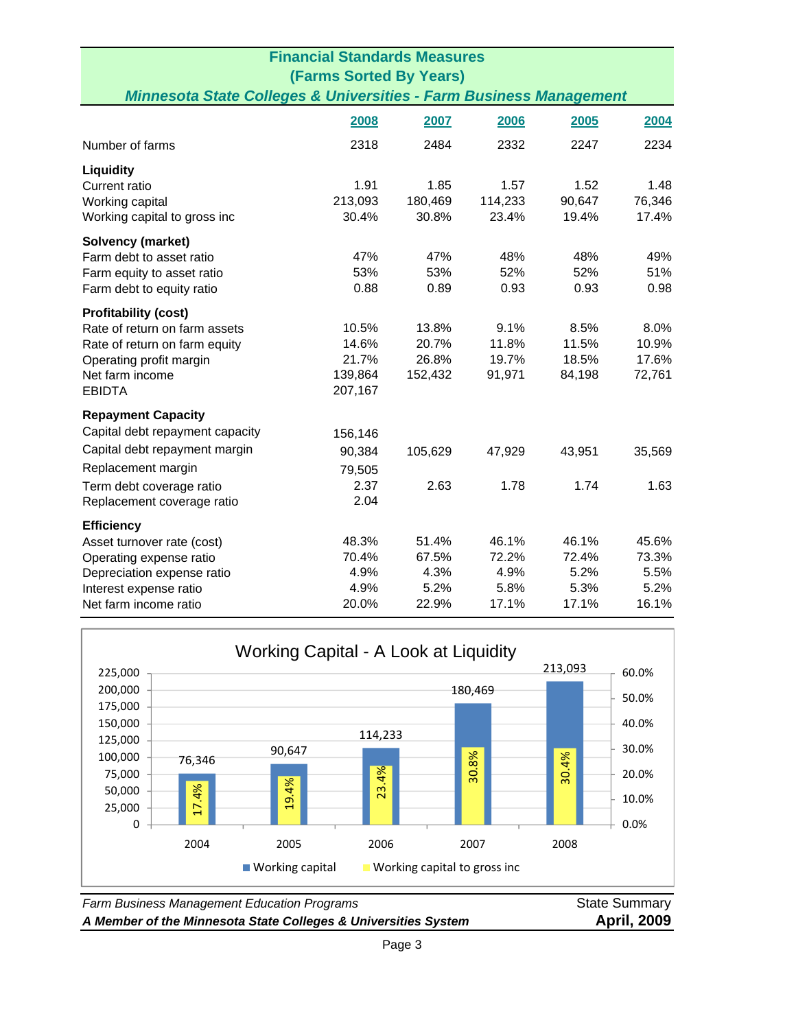# Financial Standards Measures
## (Farms Sorted By Years)
### *Minnesota State Colleges & Universities - Farm Business Management*

| | 2008 | 2007 | 2006 | 2005 | 2004 |
|---|---|---|---|---|---|
| Number of farms | 2318 | 2484 | 2332 | 2247 | 2234 |
| **Liquidity** | | | | | |
| Current ratio | 1.91 | 1.85 | 1.57 | 1.52 | 1.48 |
| Working capital | 213,093 | 180,469 | 114,233 | 90,647 | 76,346 |
| Working capital to gross inc | 30.4% | 30.8% | 23.4% | 19.4% | 17.4% |
| **Solvency (market)** | | | | | |
| Farm debt to asset ratio | 47% | 47% | 48% | 48% | 49% |
| Farm equity to asset ratio | 53% | 53% | 52% | 52% | 51% |
| Farm debt to equity ratio | 0.88 | 0.89 | 0.93 | 0.93 | 0.98 |
| **Profitability (cost)** | | | | | |
| Rate of return on farm assets | 10.5% | 13.8% | 9.1% | 8.5% | 8.0% |
| Rate of return on farm equity | 14.6% | 20.7% | 11.8% | 11.5% | 10.9% |
| Operating profit margin | 21.7% | 26.8% | 19.7% | 18.5% | 17.6% |
| Net farm income | 139,864 | 152,432 | 91,971 | 84,198 | 72,761 |
| EBIDTA | 207,167 | | | | |
| **Repayment Capacity** | | | | | |
| Capital debt repayment capacity | 156,146 | | | | |
| Capital debt repayment margin | 90,384 | 105,629 | 47,929 | 43,951 | 35,569 |
| Replacement margin | 79,505 | | | | |
| Term debt coverage ratio | 2.37 | 2.63 | 1.78 | 1.74 | 1.63 |
| Replacement coverage ratio | 2.04 | | | | |
| **Efficiency** | | | | | |
| Asset turnover rate (cost) | 48.3% | 51.4% | 46.1% | 46.1% | 45.6% |
| Operating expense ratio | 70.4% | 67.5% | 72.2% | 72.4% | 73.3% |
| Depreciation expense ratio | 4.9% | 4.3% | 4.9% | 5.2% | 5.5% |
| Interest expense ratio | 4.9% | 5.2% | 5.8% | 5.3% | 5.2% |
| Net farm income ratio | 20.0% | 22.9% | 17.1% | 17.1% | 16.1% |

### Working Capital - A Look at Liquidity

| Year | Working capital | Working capital to gross inc |
|---|---|---|
| 2004 | 76,346 | 17.4% |
| 2005 | 90,647 | 19.4% |
| 2006 | 114,233 | 23.4% |
| 2007 | 180,469 | 30.8% |
| 2008 | 213,093 | 30.4% |

*Farm Business Management Education Programs* — State Summary

***A Member of the Minnesota State Colleges & Universities System*** — **April, 2009**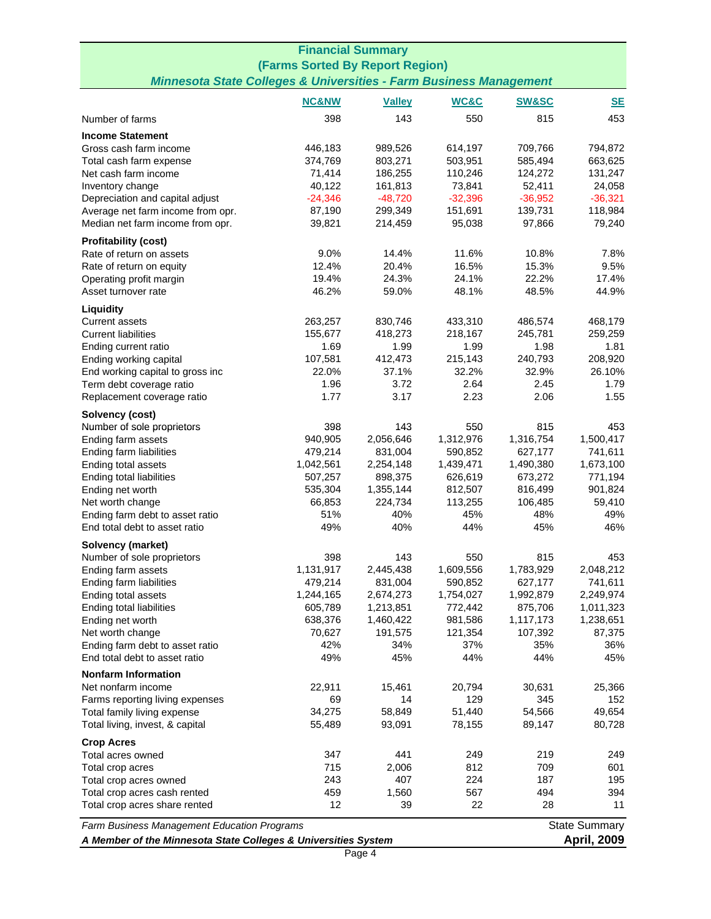# Financial Summary

## (Farms Sorted By Report Region)

### *Minnesota State Colleges & Universities - Farm Business Management*

| | NC&NW | Valley | WC&C | SW&SC | SE |
|---|---|---|---|---|---|
| Number of farms | 398 | 143 | 550 | 815 | 453 |
| **Income Statement** | | | | | |
| Gross cash farm income | 446,183 | 989,526 | 614,197 | 709,766 | 794,872 |
| Total cash farm expense | 374,769 | 803,271 | 503,951 | 585,494 | 663,625 |
| Net cash farm income | 71,414 | 186,255 | 110,246 | 124,272 | 131,247 |
| Inventory change | 40,122 | 161,813 | 73,841 | 52,411 | 24,058 |
| Depreciation and capital adjust | -24,346 | -48,720 | -32,396 | -36,952 | -36,321 |
| Average net farm income from opr. | 87,190 | 299,349 | 151,691 | 139,731 | 118,984 |
| Median net farm income from opr. | 39,821 | 214,459 | 95,038 | 97,866 | 79,240 |
| **Profitability (cost)** | | | | | |
| Rate of return on assets | 9.0% | 14.4% | 11.6% | 10.8% | 7.8% |
| Rate of return on equity | 12.4% | 20.4% | 16.5% | 15.3% | 9.5% |
| Operating profit margin | 19.4% | 24.3% | 24.1% | 22.2% | 17.4% |
| Asset turnover rate | 46.2% | 59.0% | 48.1% | 48.5% | 44.9% |
| **Liquidity** | | | | | |
| Current assets | 263,257 | 830,746 | 433,310 | 486,574 | 468,179 |
| Current liabilities | 155,677 | 418,273 | 218,167 | 245,781 | 259,259 |
| Ending current ratio | 1.69 | 1.99 | 1.99 | 1.98 | 1.81 |
| Ending working capital | 107,581 | 412,473 | 215,143 | 240,793 | 208,920 |
| End working capital to gross inc | 22.0% | 37.1% | 32.2% | 32.9% | 26.10% |
| Term debt coverage ratio | 1.96 | 3.72 | 2.64 | 2.45 | 1.79 |
| Replacement coverage ratio | 1.77 | 3.17 | 2.23 | 2.06 | 1.55 |
| **Solvency (cost)** | | | | | |
| Number of sole proprietors | 398 | 143 | 550 | 815 | 453 |
| Ending farm assets | 940,905 | 2,056,646 | 1,312,976 | 1,316,754 | 1,500,417 |
| Ending farm liabilities | 479,214 | 831,004 | 590,852 | 627,177 | 741,611 |
| Ending total assets | 1,042,561 | 2,254,148 | 1,439,471 | 1,490,380 | 1,673,100 |
| Ending total liabilities | 507,257 | 898,375 | 626,619 | 673,272 | 771,194 |
| Ending net worth | 535,304 | 1,355,144 | 812,507 | 816,499 | 901,824 |
| Net worth change | 66,853 | 224,734 | 113,255 | 106,485 | 59,410 |
| Ending farm debt to asset ratio | 51% | 40% | 45% | 48% | 49% |
| End total debt to asset ratio | 49% | 40% | 44% | 45% | 46% |
| **Solvency (market)** | | | | | |
| Number of sole proprietors | 398 | 143 | 550 | 815 | 453 |
| Ending farm assets | 1,131,917 | 2,445,438 | 1,609,556 | 1,783,929 | 2,048,212 |
| Ending farm liabilities | 479,214 | 831,004 | 590,852 | 627,177 | 741,611 |
| Ending total assets | 1,244,165 | 2,674,273 | 1,754,027 | 1,992,879 | 2,249,974 |
| Ending total liabilities | 605,789 | 1,213,851 | 772,442 | 875,706 | 1,011,323 |
| Ending net worth | 638,376 | 1,460,422 | 981,586 | 1,117,173 | 1,238,651 |
| Net worth change | 70,627 | 191,575 | 121,354 | 107,392 | 87,375 |
| Ending farm debt to asset ratio | 42% | 34% | 37% | 35% | 36% |
| End total debt to asset ratio | 49% | 45% | 44% | 44% | 45% |
| **Nonfarm Information** | | | | | |
| Net nonfarm income | 22,911 | 15,461 | 20,794 | 30,631 | 25,366 |
| Farms reporting living expenses | 69 | 14 | 129 | 345 | 152 |
| Total family living expense | 34,275 | 58,849 | 51,440 | 54,566 | 49,654 |
| Total living, invest, & capital | 55,489 | 93,091 | 78,155 | 89,147 | 80,728 |
| **Crop Acres** | | | | | |
| Total acres owned | 347 | 441 | 249 | 219 | 249 |
| Total crop acres | 715 | 2,006 | 812 | 709 | 601 |
| Total crop acres owned | 243 | 407 | 224 | 187 | 195 |
| Total crop acres cash rented | 459 | 1,560 | 567 | 494 | 394 |
| Total crop acres share rented | 12 | 39 | 22 | 28 | 11 |

*Farm Business Management Education Programs* — State Summary

***A Member of the Minnesota State Colleges & Universities System*** — **April, 2009**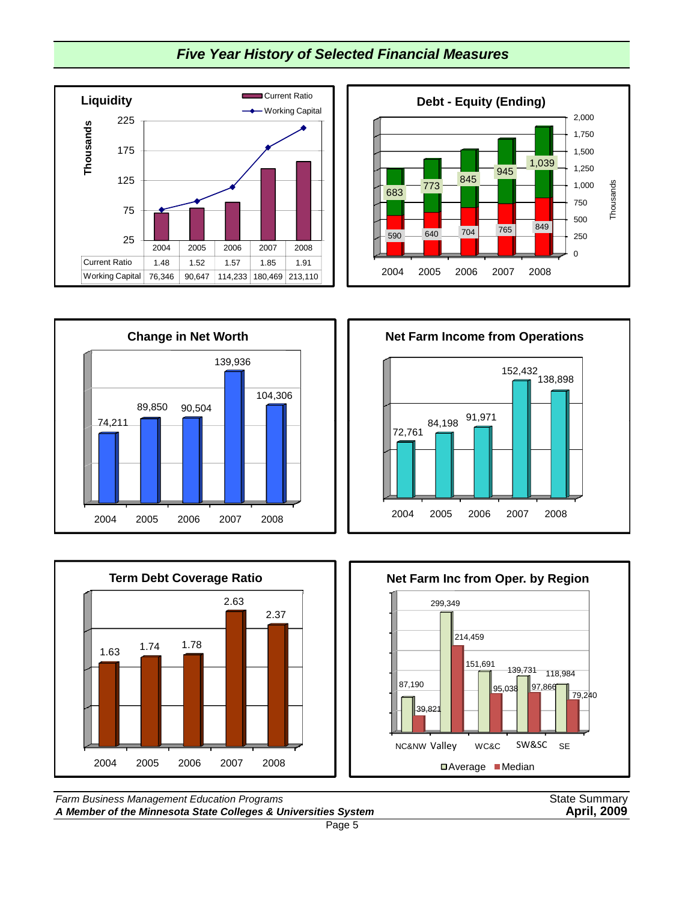## *Five Year History of Selected Financial Measures*

### Liquidity

Current Ratio
Working Capital

Thousands

225
175
125
75
25

| | 2004 | 2005 | 2006 | 2007 | 2008 |
|---|---|---|---|---|---|
| Current Ratio | 1.48 | 1.52 | 1.57 | 1.85 | 1.91 |
| Working Capital | 76,346 | 90,647 | 114,233 | 180,469 | 213,110 |

### Debt - Equity (Ending)

2,000
1,750
1,500
1,250
1,000
750
500
250
0

Thousands

683
590
773
640
845
704
945
765
1,039
849

2004 2005 2006 2007 2008

### Change in Net Worth

74,211
89,850
90,504
139,936
104,306

2004 2005 2006 2007 2008

### Net Farm Income from Operations

72,761
84,198
91,971
152,432
138,898

2004 2005 2006 2007 2008

### Term Debt Coverage Ratio

1.63
1.74
1.78
2.63
2.37

2004 2005 2006 2007 2008

### Net Farm Inc from Oper. by Region

87,190
39,821
299,349
214,459
151,691
95,038
139,731
97,866
118,984
79,240

NC&NW Valley WC&C SW&SC SE

Average Median

*Farm Business Management Education Programs*
***A Member of the Minnesota State Colleges & Universities System***

State Summary
**April, 2009**